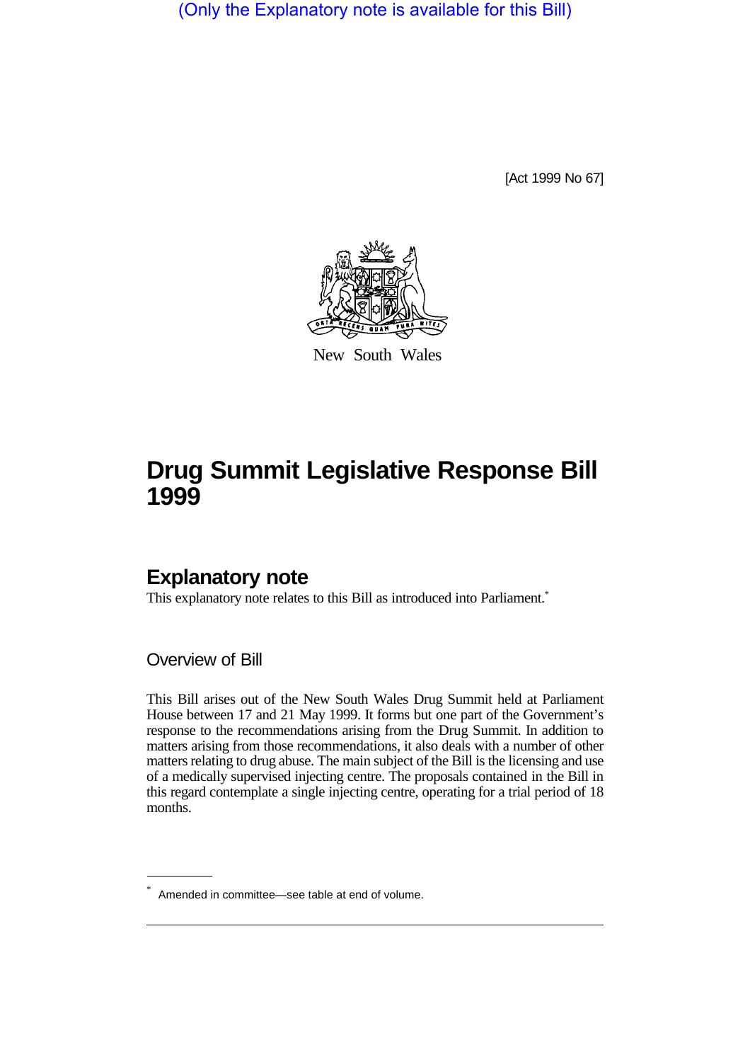(Only the Explanatory note is available for this Bill)

[Act 1999 No 67]

New South Wales

# Drug Summit Legislative Response Bill 1999

## Explanatory note

This explanatory note relates to this Bill as introduced into Parliament.*

### Overview of Bill

This Bill arises out of the New South Wales Drug Summit held at Parliament House between 17 and 21 May 1999. It forms but one part of the Government's response to the recommendations arising from the Drug Summit. In addition to matters arising from those recommendations, it also deals with a number of other matters relating to drug abuse. The main subject of the Bill is the licensing and use of a medically supervised injecting centre. The proposals contained in the Bill in this regard contemplate a single injecting centre, operating for a trial period of 18 months.

---

* Amended in committee—see table at end of volume.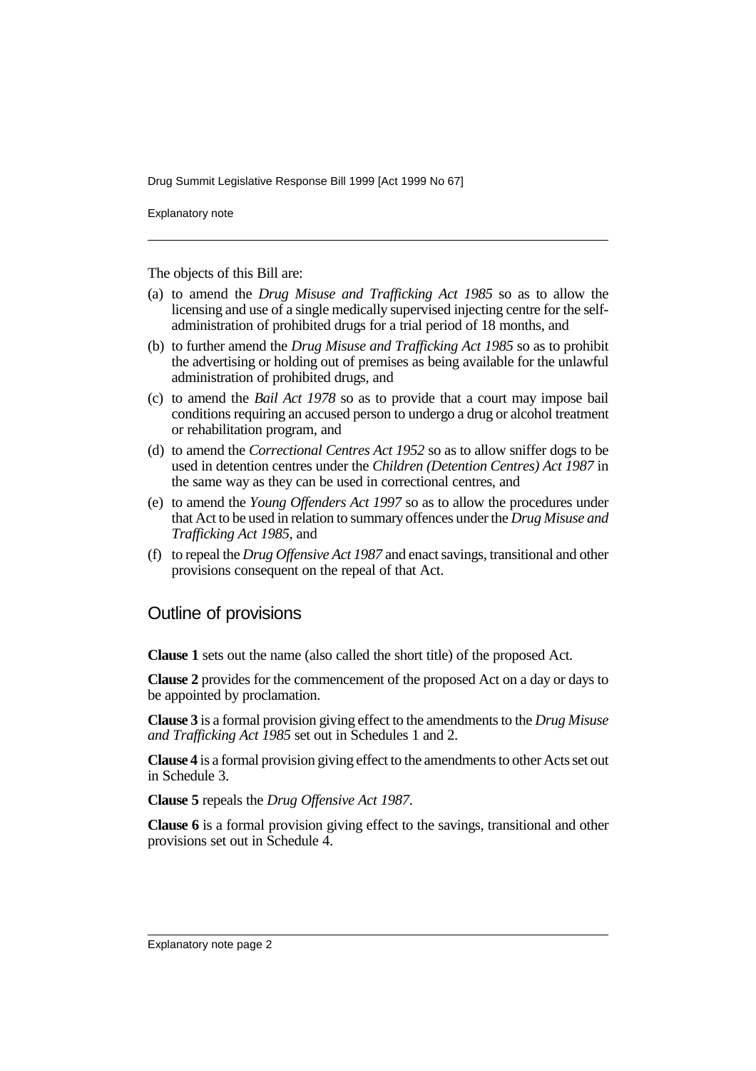The objects of this Bill are:

(a) to amend the *Drug Misuse and Trafficking Act 1985* so as to allow the licensing and use of a single medically supervised injecting centre for the self-administration of prohibited drugs for a trial period of 18 months, and

(b) to further amend the *Drug Misuse and Trafficking Act 1985* so as to prohibit the advertising or holding out of premises as being available for the unlawful administration of prohibited drugs, and

(c) to amend the *Bail Act 1978* so as to provide that a court may impose bail conditions requiring an accused person to undergo a drug or alcohol treatment or rehabilitation program, and

(d) to amend the *Correctional Centres Act 1952* so as to allow sniffer dogs to be used in detention centres under the *Children (Detention Centres) Act 1987* in the same way as they can be used in correctional centres, and

(e) to amend the *Young Offenders Act 1997* so as to allow the procedures under that Act to be used in relation to summary offences under the *Drug Misuse and Trafficking Act 1985*, and

(f) to repeal the *Drug Offensive Act 1987* and enact savings, transitional and other provisions consequent on the repeal of that Act.

## Outline of provisions

**Clause 1** sets out the name (also called the short title) of the proposed Act.

**Clause 2** provides for the commencement of the proposed Act on a day or days to be appointed by proclamation.

**Clause 3** is a formal provision giving effect to the amendments to the *Drug Misuse and Trafficking Act 1985* set out in Schedules 1 and 2.

**Clause 4** is a formal provision giving effect to the amendments to other Acts set out in Schedule 3.

**Clause 5** repeals the *Drug Offensive Act 1987*.

**Clause 6** is a formal provision giving effect to the savings, transitional and other provisions set out in Schedule 4.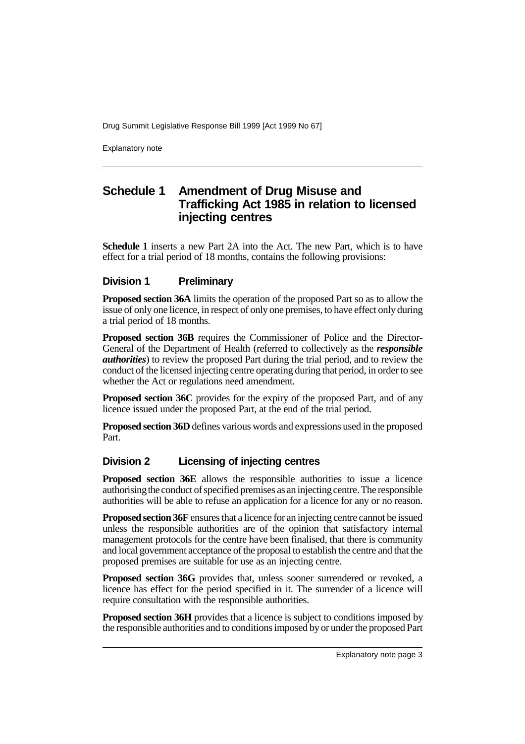## Schedule 1 Amendment of Drug Misuse and Trafficking Act 1985 in relation to licensed injecting centres

**Schedule 1** inserts a new Part 2A into the Act. The new Part, which is to have effect for a trial period of 18 months, contains the following provisions:

### Division 1 Preliminary

**Proposed section 36A** limits the operation of the proposed Part so as to allow the issue of only one licence, in respect of only one premises, to have effect only during a trial period of 18 months.

**Proposed section 36B** requires the Commissioner of Police and the Director-General of the Department of Health (referred to collectively as the ***responsible authorities***) to review the proposed Part during the trial period, and to review the conduct of the licensed injecting centre operating during that period, in order to see whether the Act or regulations need amendment.

**Proposed section 36C** provides for the expiry of the proposed Part, and of any licence issued under the proposed Part, at the end of the trial period.

**Proposed section 36D** defines various words and expressions used in the proposed Part.

### Division 2 Licensing of injecting centres

**Proposed section 36E** allows the responsible authorities to issue a licence authorising the conduct of specified premises as an injecting centre. The responsible authorities will be able to refuse an application for a licence for any or no reason.

**Proposed section 36F** ensures that a licence for an injecting centre cannot be issued unless the responsible authorities are of the opinion that satisfactory internal management protocols for the centre have been finalised, that there is community and local government acceptance of the proposal to establish the centre and that the proposed premises are suitable for use as an injecting centre.

**Proposed section 36G** provides that, unless sooner surrendered or revoked, a licence has effect for the period specified in it. The surrender of a licence will require consultation with the responsible authorities.

**Proposed section 36H** provides that a licence is subject to conditions imposed by the responsible authorities and to conditions imposed by or under the proposed Part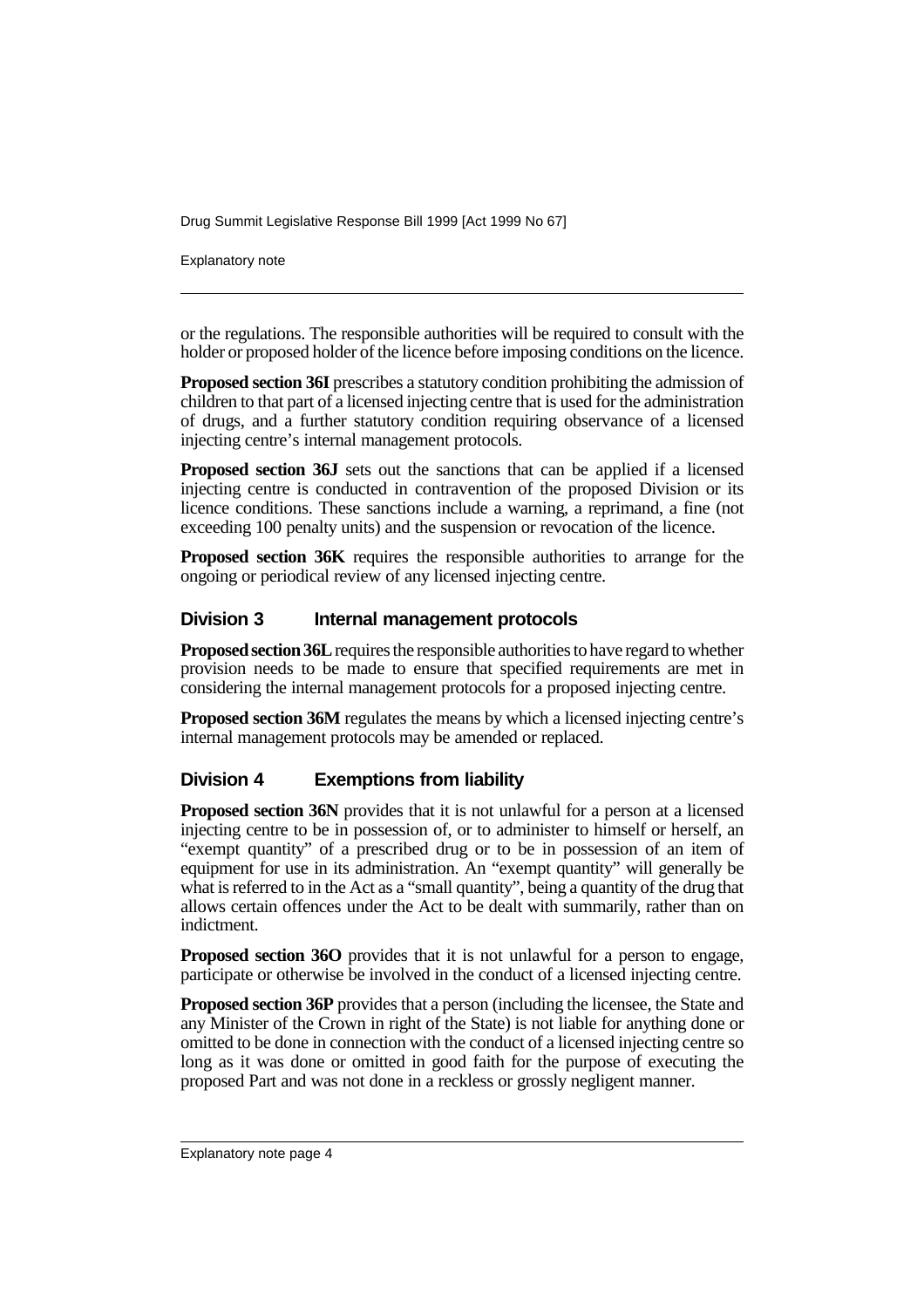or the regulations. The responsible authorities will be required to consult with the holder or proposed holder of the licence before imposing conditions on the licence.

**Proposed section 36I** prescribes a statutory condition prohibiting the admission of children to that part of a licensed injecting centre that is used for the administration of drugs, and a further statutory condition requiring observance of a licensed injecting centre's internal management protocols.

**Proposed section 36J** sets out the sanctions that can be applied if a licensed injecting centre is conducted in contravention of the proposed Division or its licence conditions. These sanctions include a warning, a reprimand, a fine (not exceeding 100 penalty units) and the suspension or revocation of the licence.

**Proposed section 36K** requires the responsible authorities to arrange for the ongoing or periodical review of any licensed injecting centre.

## Division 3 Internal management protocols

**Proposed section 36L** requires the responsible authorities to have regard to whether provision needs to be made to ensure that specified requirements are met in considering the internal management protocols for a proposed injecting centre.

**Proposed section 36M** regulates the means by which a licensed injecting centre's internal management protocols may be amended or replaced.

## Division 4 Exemptions from liability

**Proposed section 36N** provides that it is not unlawful for a person at a licensed injecting centre to be in possession of, or to administer to himself or herself, an "exempt quantity" of a prescribed drug or to be in possession of an item of equipment for use in its administration. An "exempt quantity" will generally be what is referred to in the Act as a "small quantity", being a quantity of the drug that allows certain offences under the Act to be dealt with summarily, rather than on indictment.

**Proposed section 36O** provides that it is not unlawful for a person to engage, participate or otherwise be involved in the conduct of a licensed injecting centre.

**Proposed section 36P** provides that a person (including the licensee, the State and any Minister of the Crown in right of the State) is not liable for anything done or omitted to be done in connection with the conduct of a licensed injecting centre so long as it was done or omitted in good faith for the purpose of executing the proposed Part and was not done in a reckless or grossly negligent manner.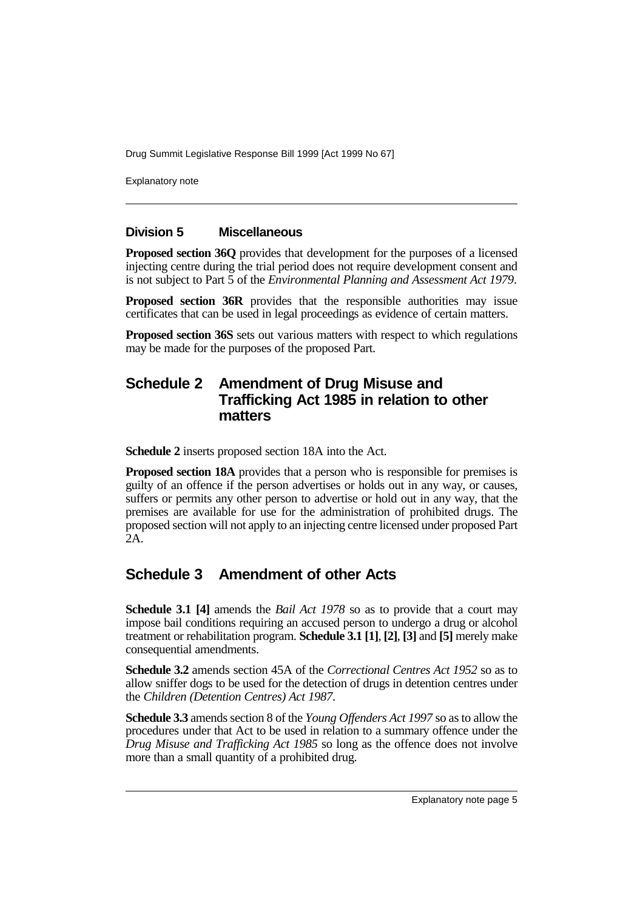### Division 5 Miscellaneous

**Proposed section 36Q** provides that development for the purposes of a licensed injecting centre during the trial period does not require development consent and is not subject to Part 5 of the *Environmental Planning and Assessment Act 1979*.

**Proposed section 36R** provides that the responsible authorities may issue certificates that can be used in legal proceedings as evidence of certain matters.

**Proposed section 36S** sets out various matters with respect to which regulations may be made for the purposes of the proposed Part.

## Schedule 2 Amendment of Drug Misuse and Trafficking Act 1985 in relation to other matters

**Schedule 2** inserts proposed section 18A into the Act.

**Proposed section 18A** provides that a person who is responsible for premises is guilty of an offence if the person advertises or holds out in any way, or causes, suffers or permits any other person to advertise or hold out in any way, that the premises are available for use for the administration of prohibited drugs. The proposed section will not apply to an injecting centre licensed under proposed Part 2A.

## Schedule 3 Amendment of other Acts

**Schedule 3.1 [4]** amends the *Bail Act 1978* so as to provide that a court may impose bail conditions requiring an accused person to undergo a drug or alcohol treatment or rehabilitation program. **Schedule 3.1 [1]**, **[2]**, **[3]** and **[5]** merely make consequential amendments.

**Schedule 3.2** amends section 45A of the *Correctional Centres Act 1952* so as to allow sniffer dogs to be used for the detection of drugs in detention centres under the *Children (Detention Centres) Act 1987*.

**Schedule 3.3** amends section 8 of the *Young Offenders Act 1997* so as to allow the procedures under that Act to be used in relation to a summary offence under the *Drug Misuse and Trafficking Act 1985* so long as the offence does not involve more than a small quantity of a prohibited drug.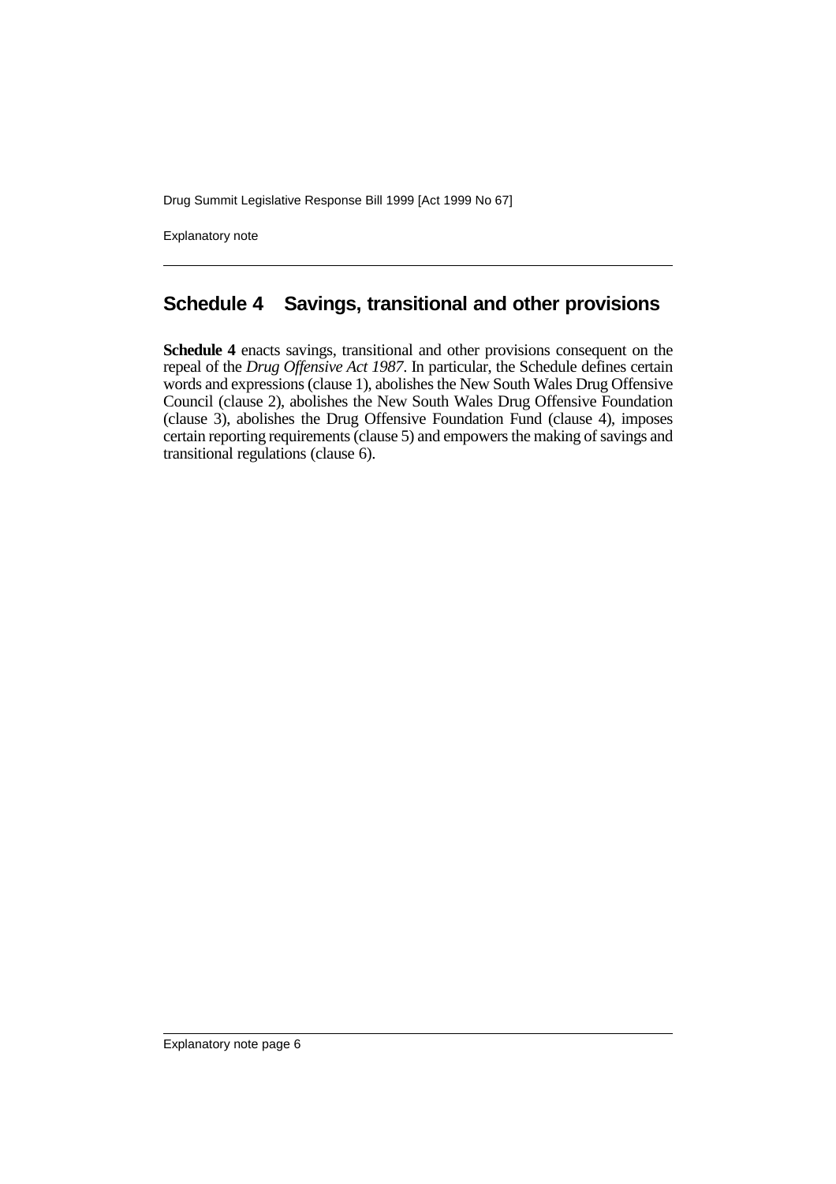## Schedule 4 Savings, transitional and other provisions

**Schedule 4** enacts savings, transitional and other provisions consequent on the repeal of the *Drug Offensive Act 1987*. In particular, the Schedule defines certain words and expressions (clause 1), abolishes the New South Wales Drug Offensive Council (clause 2), abolishes the New South Wales Drug Offensive Foundation (clause 3), abolishes the Drug Offensive Foundation Fund (clause 4), imposes certain reporting requirements (clause 5) and empowers the making of savings and transitional regulations (clause 6).